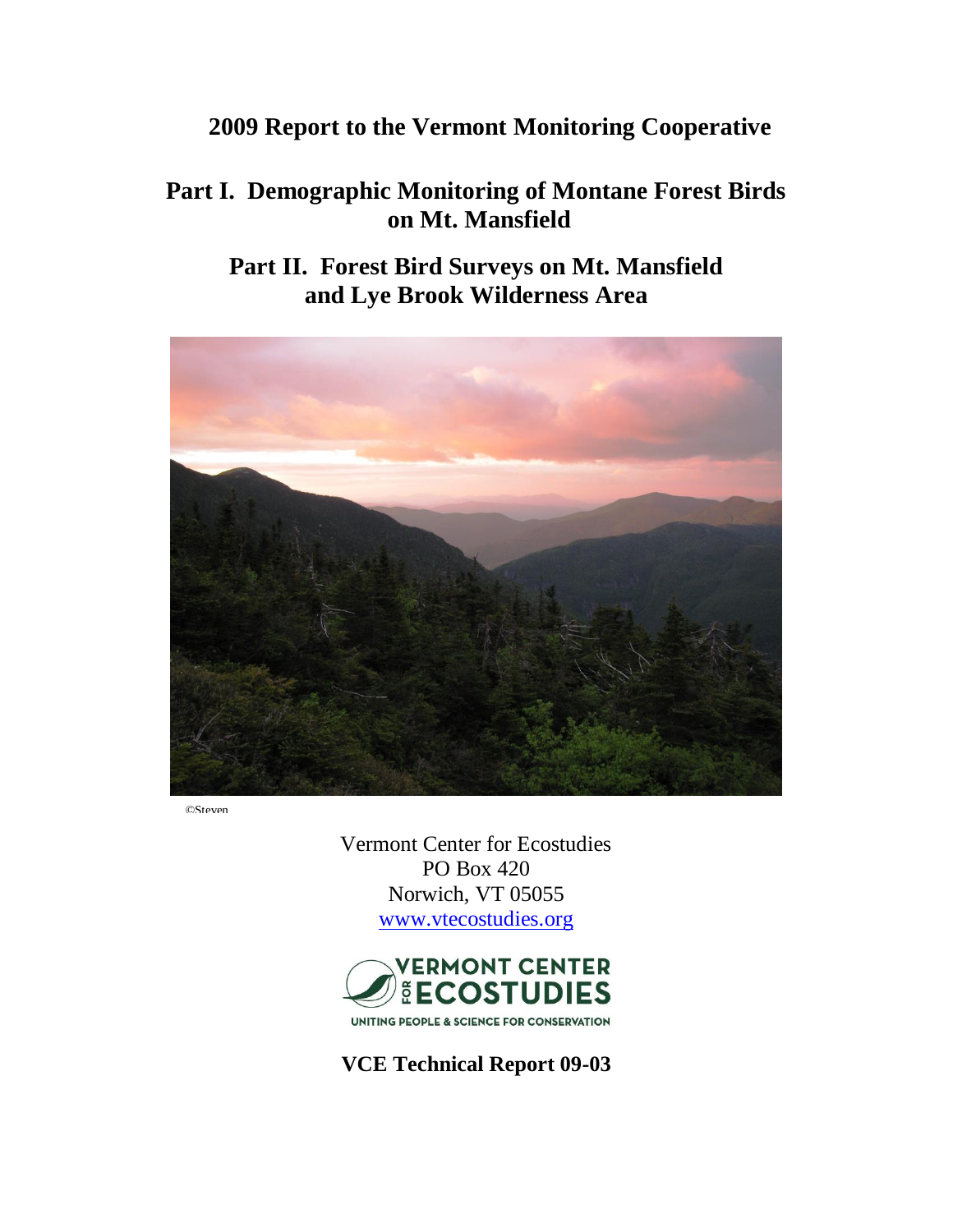# 2009 Report to the Vermont Monitoring Cooperative

## Part I. Demographic Monitoring of Montane Forest Birds on Mt. Mansfield

## Part II. Forest Bird Surveys on Mt. Mansfield and Lye Brook Wilderness Area

©Steven

Vermont Center for Ecostudies
PO Box 420
Norwich, VT 05055
www.vtecostudies.org

VERMONT CENTER FOR ECOSTUDIES
UNITING PEOPLE & SCIENCE FOR CONSERVATION

**VCE Technical Report 09-03**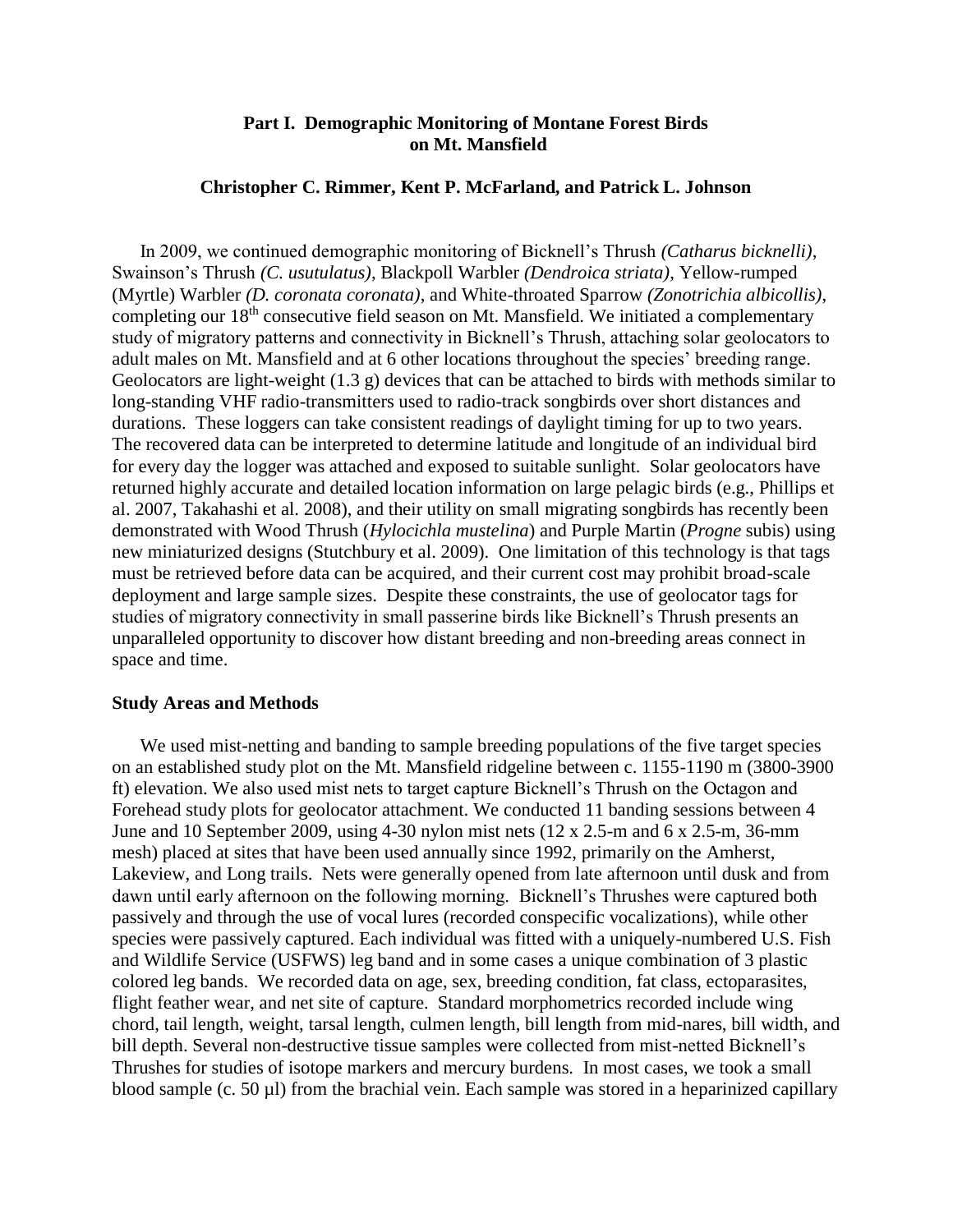## Part I. Demographic Monitoring of Montane Forest Birds on Mt. Mansfield

**Christopher C. Rimmer, Kent P. McFarland, and Patrick L. Johnson**

In 2009, we continued demographic monitoring of Bicknell's Thrush *(Catharus bicknelli)*, Swainson's Thrush *(C. usutulatus)*, Blackpoll Warbler *(Dendroica striata)*, Yellow-rumped (Myrtle) Warbler *(D. coronata coronata)*, and White-throated Sparrow *(Zonotrichia albicollis)*, completing our 18th consecutive field season on Mt. Mansfield. We initiated a complementary study of migratory patterns and connectivity in Bicknell's Thrush, attaching solar geolocators to adult males on Mt. Mansfield and at 6 other locations throughout the species' breeding range. Geolocators are light-weight (1.3 g) devices that can be attached to birds with methods similar to long-standing VHF radio-transmitters used to radio-track songbirds over short distances and durations. These loggers can take consistent readings of daylight timing for up to two years. The recovered data can be interpreted to determine latitude and longitude of an individual bird for every day the logger was attached and exposed to suitable sunlight. Solar geolocators have returned highly accurate and detailed location information on large pelagic birds (e.g., Phillips et al. 2007, Takahashi et al. 2008), and their utility on small migrating songbirds has recently been demonstrated with Wood Thrush (*Hylocichla mustelina*) and Purple Martin (*Progne* subis) using new miniaturized designs (Stutchbury et al. 2009). One limitation of this technology is that tags must be retrieved before data can be acquired, and their current cost may prohibit broad-scale deployment and large sample sizes. Despite these constraints, the use of geolocator tags for studies of migratory connectivity in small passerine birds like Bicknell's Thrush presents an unparalleled opportunity to discover how distant breeding and non-breeding areas connect in space and time.

### Study Areas and Methods

We used mist-netting and banding to sample breeding populations of the five target species on an established study plot on the Mt. Mansfield ridgeline between c. 1155-1190 m (3800-3900 ft) elevation. We also used mist nets to target capture Bicknell's Thrush on the Octagon and Forehead study plots for geolocator attachment. We conducted 11 banding sessions between 4 June and 10 September 2009, using 4-30 nylon mist nets (12 x 2.5-m and 6 x 2.5-m, 36-mm mesh) placed at sites that have been used annually since 1992, primarily on the Amherst, Lakeview, and Long trails. Nets were generally opened from late afternoon until dusk and from dawn until early afternoon on the following morning. Bicknell's Thrushes were captured both passively and through the use of vocal lures (recorded conspecific vocalizations), while other species were passively captured. Each individual was fitted with a uniquely-numbered U.S. Fish and Wildlife Service (USFWS) leg band and in some cases a unique combination of 3 plastic colored leg bands. We recorded data on age, sex, breeding condition, fat class, ectoparasites, flight feather wear, and net site of capture. Standard morphometrics recorded include wing chord, tail length, weight, tarsal length, culmen length, bill length from mid-nares, bill width, and bill depth. Several non-destructive tissue samples were collected from mist-netted Bicknell's Thrushes for studies of isotope markers and mercury burdens. In most cases, we took a small blood sample (c. 50 µl) from the brachial vein. Each sample was stored in a heparinized capillary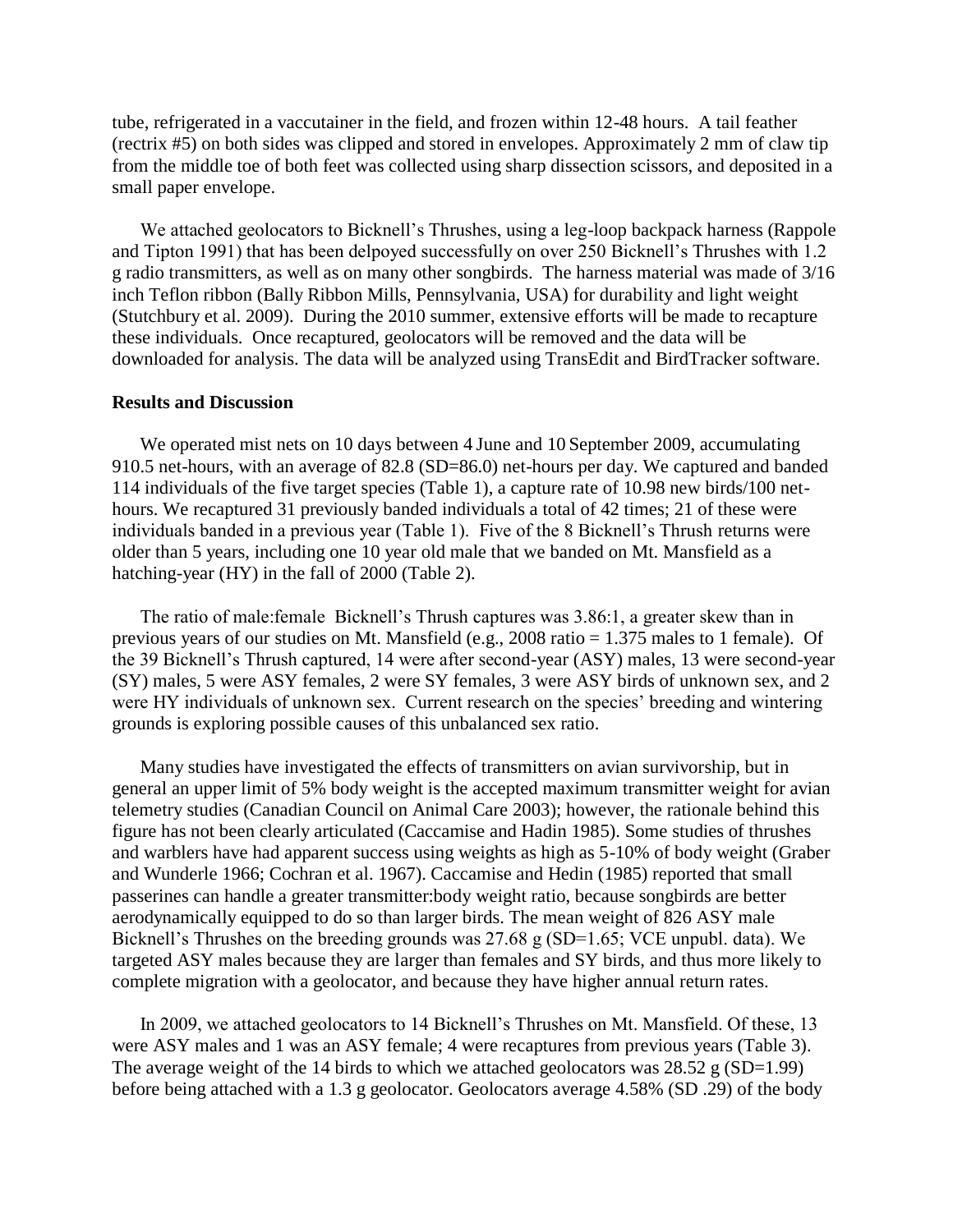tube, refrigerated in a vaccutainer in the field, and frozen within 12-48 hours. A tail feather (rectrix #5) on both sides was clipped and stored in envelopes. Approximately 2 mm of claw tip from the middle toe of both feet was collected using sharp dissection scissors, and deposited in a small paper envelope.

We attached geolocators to Bicknell's Thrushes, using a leg-loop backpack harness (Rappole and Tipton 1991) that has been delpoyed successfully on over 250 Bicknell's Thrushes with 1.2 g radio transmitters, as well as on many other songbirds. The harness material was made of 3/16 inch Teflon ribbon (Bally Ribbon Mills, Pennsylvania, USA) for durability and light weight (Stutchbury et al. 2009). During the 2010 summer, extensive efforts will be made to recapture these individuals. Once recaptured, geolocators will be removed and the data will be downloaded for analysis. The data will be analyzed using TransEdit and BirdTracker software.

**Results and Discussion**

We operated mist nets on 10 days between 4 June and 10 September 2009, accumulating 910.5 net-hours, with an average of 82.8 (SD=86.0) net-hours per day. We captured and banded 114 individuals of the five target species (Table 1), a capture rate of 10.98 new birds/100 net-hours. We recaptured 31 previously banded individuals a total of 42 times; 21 of these were individuals banded in a previous year (Table 1). Five of the 8 Bicknell's Thrush returns were older than 5 years, including one 10 year old male that we banded on Mt. Mansfield as a hatching-year (HY) in the fall of 2000 (Table 2).

The ratio of male:female Bicknell's Thrush captures was 3.86:1, a greater skew than in previous years of our studies on Mt. Mansfield (e.g., 2008 ratio = 1.375 males to 1 female). Of the 39 Bicknell's Thrush captured, 14 were after second-year (ASY) males, 13 were second-year (SY) males, 5 were ASY females, 2 were SY females, 3 were ASY birds of unknown sex, and 2 were HY individuals of unknown sex. Current research on the species' breeding and wintering grounds is exploring possible causes of this unbalanced sex ratio.

Many studies have investigated the effects of transmitters on avian survivorship, but in general an upper limit of 5% body weight is the accepted maximum transmitter weight for avian telemetry studies (Canadian Council on Animal Care 2003); however, the rationale behind this figure has not been clearly articulated (Caccamise and Hadin 1985). Some studies of thrushes and warblers have had apparent success using weights as high as 5-10% of body weight (Graber and Wunderle 1966; Cochran et al. 1967). Caccamise and Hedin (1985) reported that small passerines can handle a greater transmitter:body weight ratio, because songbirds are better aerodynamically equipped to do so than larger birds. The mean weight of 826 ASY male Bicknell's Thrushes on the breeding grounds was 27.68 g (SD=1.65; VCE unpubl. data). We targeted ASY males because they are larger than females and SY birds, and thus more likely to complete migration with a geolocator, and because they have higher annual return rates.

In 2009, we attached geolocators to 14 Bicknell's Thrushes on Mt. Mansfield. Of these, 13 were ASY males and 1 was an ASY female; 4 were recaptures from previous years (Table 3). The average weight of the 14 birds to which we attached geolocators was 28.52 g (SD=1.99) before being attached with a 1.3 g geolocator. Geolocators average 4.58% (SD .29) of the body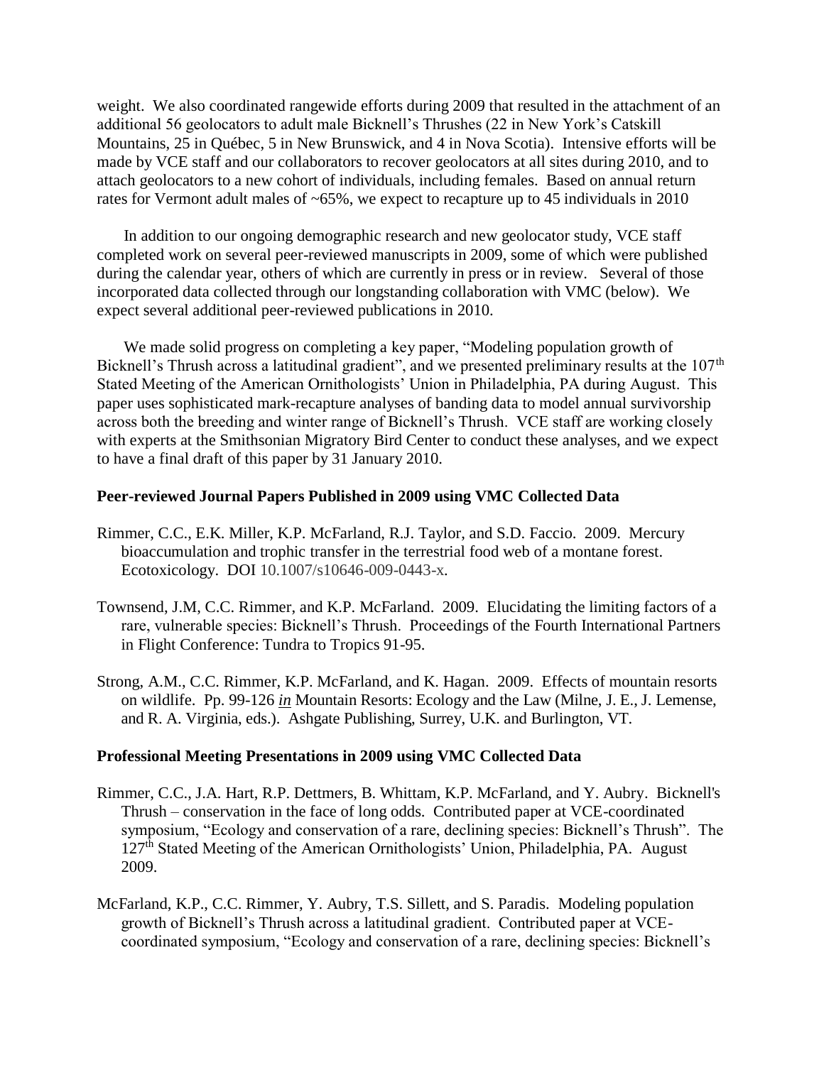weight. We also coordinated rangewide efforts during 2009 that resulted in the attachment of an additional 56 geolocators to adult male Bicknell's Thrushes (22 in New York's Catskill Mountains, 25 in Québec, 5 in New Brunswick, and 4 in Nova Scotia). Intensive efforts will be made by VCE staff and our collaborators to recover geolocators at all sites during 2010, and to attach geolocators to a new cohort of individuals, including females. Based on annual return rates for Vermont adult males of ~65%, we expect to recapture up to 45 individuals in 2010

In addition to our ongoing demographic research and new geolocator study, VCE staff completed work on several peer-reviewed manuscripts in 2009, some of which were published during the calendar year, others of which are currently in press or in review. Several of those incorporated data collected through our longstanding collaboration with VMC (below). We expect several additional peer-reviewed publications in 2010.

We made solid progress on completing a key paper, "Modeling population growth of Bicknell's Thrush across a latitudinal gradient", and we presented preliminary results at the 107th Stated Meeting of the American Ornithologists' Union in Philadelphia, PA during August. This paper uses sophisticated mark-recapture analyses of banding data to model annual survivorship across both the breeding and winter range of Bicknell's Thrush. VCE staff are working closely with experts at the Smithsonian Migratory Bird Center to conduct these analyses, and we expect to have a final draft of this paper by 31 January 2010.

### Peer-reviewed Journal Papers Published in 2009 using VMC Collected Data

Rimmer, C.C., E.K. Miller, K.P. McFarland, R.J. Taylor, and S.D. Faccio. 2009. Mercury bioaccumulation and trophic transfer in the terrestrial food web of a montane forest. Ecotoxicology. DOI 10.1007/s10646-009-0443-x.

Townsend, J.M, C.C. Rimmer, and K.P. McFarland. 2009. Elucidating the limiting factors of a rare, vulnerable species: Bicknell's Thrush. Proceedings of the Fourth International Partners in Flight Conference: Tundra to Tropics 91-95.

Strong, A.M., C.C. Rimmer, K.P. McFarland, and K. Hagan. 2009. Effects of mountain resorts on wildlife. Pp. 99-126 *in* Mountain Resorts: Ecology and the Law (Milne, J. E., J. Lemense, and R. A. Virginia, eds.). Ashgate Publishing, Surrey, U.K. and Burlington, VT.

### Professional Meeting Presentations in 2009 using VMC Collected Data

Rimmer, C.C., J.A. Hart, R.P. Dettmers, B. Whittam, K.P. McFarland, and Y. Aubry. Bicknell's Thrush – conservation in the face of long odds. Contributed paper at VCE-coordinated symposium, "Ecology and conservation of a rare, declining species: Bicknell's Thrush". The 127th Stated Meeting of the American Ornithologists' Union, Philadelphia, PA. August 2009.

McFarland, K.P., C.C. Rimmer, Y. Aubry, T.S. Sillett, and S. Paradis. Modeling population growth of Bicknell's Thrush across a latitudinal gradient. Contributed paper at VCE-coordinated symposium, "Ecology and conservation of a rare, declining species: Bicknell's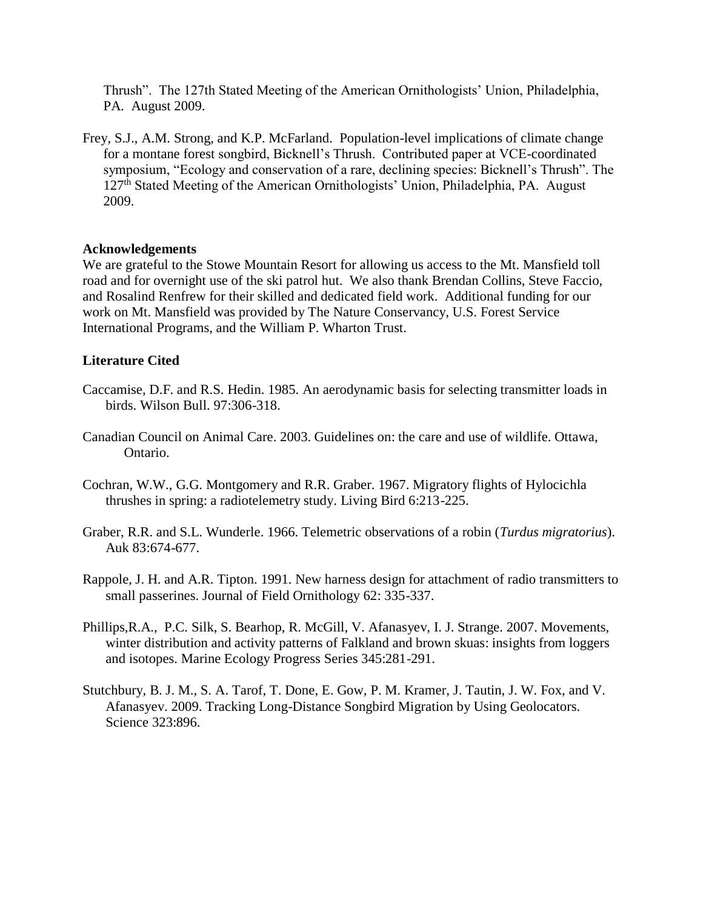Thrush". The 127th Stated Meeting of the American Ornithologists' Union, Philadelphia, PA. August 2009.

Frey, S.J., A.M. Strong, and K.P. McFarland. Population-level implications of climate change for a montane forest songbird, Bicknell's Thrush. Contributed paper at VCE-coordinated symposium, "Ecology and conservation of a rare, declining species: Bicknell's Thrush". The 127th Stated Meeting of the American Ornithologists' Union, Philadelphia, PA. August 2009.

**Acknowledgements**

We are grateful to the Stowe Mountain Resort for allowing us access to the Mt. Mansfield toll road and for overnight use of the ski patrol hut. We also thank Brendan Collins, Steve Faccio, and Rosalind Renfrew for their skilled and dedicated field work. Additional funding for our work on Mt. Mansfield was provided by The Nature Conservancy, U.S. Forest Service International Programs, and the William P. Wharton Trust.

**Literature Cited**

Caccamise, D.F. and R.S. Hedin. 1985. An aerodynamic basis for selecting transmitter loads in birds. Wilson Bull. 97:306-318.

Canadian Council on Animal Care. 2003. Guidelines on: the care and use of wildlife. Ottawa, Ontario.

Cochran, W.W., G.G. Montgomery and R.R. Graber. 1967. Migratory flights of Hylocichla thrushes in spring: a radiotelemetry study. Living Bird 6:213-225.

Graber, R.R. and S.L. Wunderle. 1966. Telemetric observations of a robin (*Turdus migratorius*). Auk 83:674-677.

Rappole, J. H. and A.R. Tipton. 1991. New harness design for attachment of radio transmitters to small passerines. Journal of Field Ornithology 62: 335-337.

Phillips,R.A., P.C. Silk, S. Bearhop, R. McGill, V. Afanasyev, I. J. Strange. 2007. Movements, winter distribution and activity patterns of Falkland and brown skuas: insights from loggers and isotopes. Marine Ecology Progress Series 345:281-291.

Stutchbury, B. J. M., S. A. Tarof, T. Done, E. Gow, P. M. Kramer, J. Tautin, J. W. Fox, and V. Afanasyev. 2009. Tracking Long-Distance Songbird Migration by Using Geolocators. Science 323:896.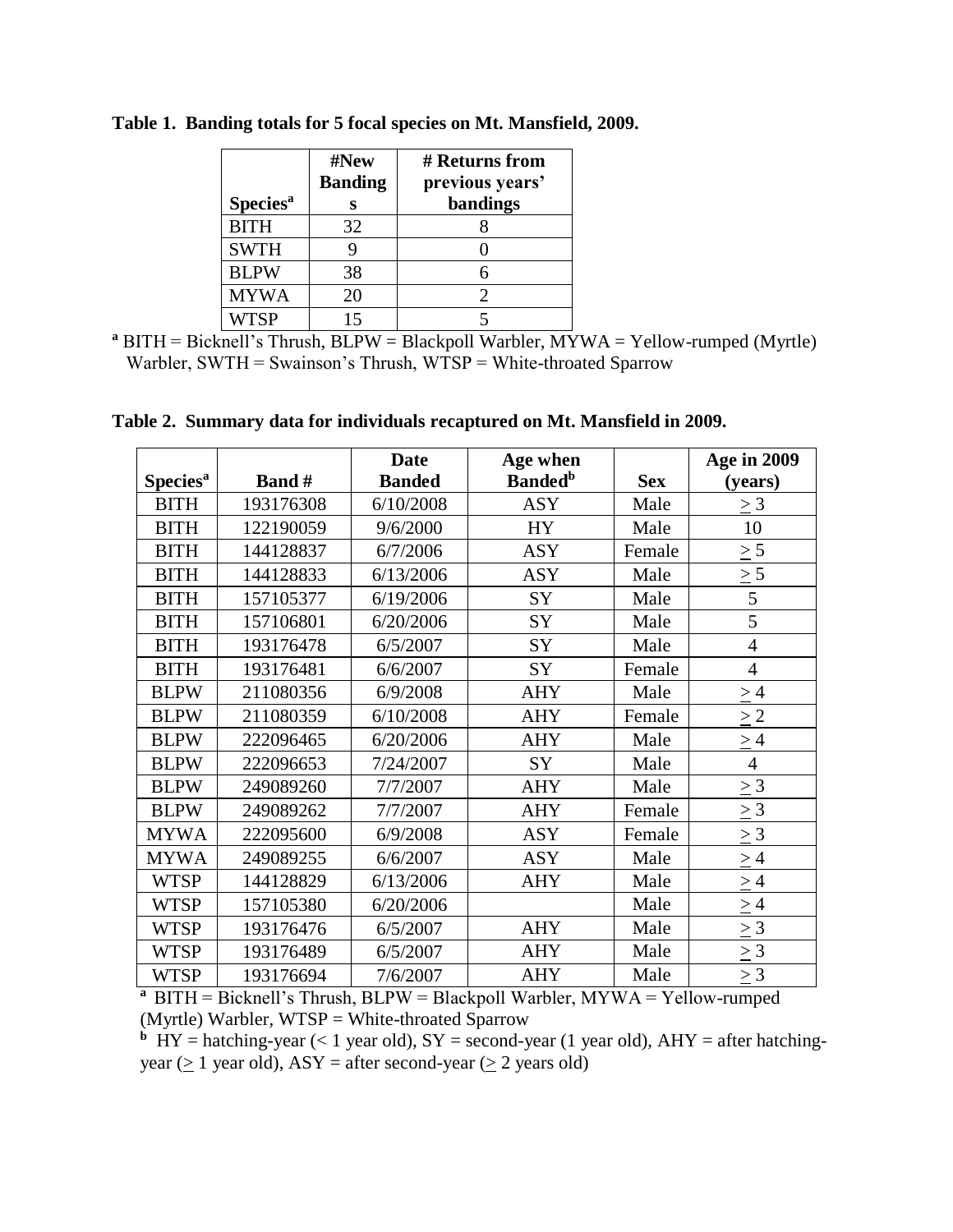**Table 1. Banding totals for 5 focal species on Mt. Mansfield, 2009.**

| Species[a] | #New Bandings | # Returns from previous years' bandings |
|---|---|---|
| BITH | 32 | 8 |
| SWTH | 9 | 0 |
| BLPW | 38 | 6 |
| MYWA | 20 | 2 |
| WTSP | 15 | 5 |

[a] BITH = Bicknell's Thrush, BLPW = Blackpoll Warbler, MYWA = Yellow-rumped (Myrtle) Warbler, SWTH = Swainson's Thrush, WTSP = White-throated Sparrow

**Table 2. Summary data for individuals recaptured on Mt. Mansfield in 2009.**

| Species[a] | Band # | Date Banded | Age when Banded[b] | Sex | Age in 2009 (years) |
|---|---|---|---|---|---|
| BITH | 193176308 | 6/10/2008 | ASY | Male | $\geq 3$ |
| BITH | 122190059 | 9/6/2000 | HY | Male | 10 |
| BITH | 144128837 | 6/7/2006 | ASY | Female | $\geq 5$ |
| BITH | 144128833 | 6/13/2006 | ASY | Male | $\geq 5$ |
| BITH | 157105377 | 6/19/2006 | SY | Male | 5 |
| BITH | 157106801 | 6/20/2006 | SY | Male | 5 |
| BITH | 193176478 | 6/5/2007 | SY | Male | 4 |
| BITH | 193176481 | 6/6/2007 | SY | Female | 4 |
| BLPW | 211080356 | 6/9/2008 | AHY | Male | $\geq 4$ |
| BLPW | 211080359 | 6/10/2008 | AHY | Female | $\geq 2$ |
| BLPW | 222096465 | 6/20/2006 | AHY | Male | $\geq 4$ |
| BLPW | 222096653 | 7/24/2007 | SY | Male | 4 |
| BLPW | 249089260 | 7/7/2007 | AHY | Male | $\geq 3$ |
| BLPW | 249089262 | 7/7/2007 | AHY | Female | $\geq 3$ |
| MYWA | 222095600 | 6/9/2008 | ASY | Female | $\geq 3$ |
| MYWA | 249089255 | 6/6/2007 | ASY | Male | $\geq 4$ |
| WTSP | 144128829 | 6/13/2006 | AHY | Male | $\geq 4$ |
| WTSP | 157105380 | 6/20/2006 | | Male | $\geq 4$ |
| WTSP | 193176476 | 6/5/2007 | AHY | Male | $\geq 3$ |
| WTSP | 193176489 | 6/5/2007 | AHY | Male | $\geq 3$ |
| WTSP | 193176694 | 7/6/2007 | AHY | Male | $\geq 3$ |

[a] BITH = Bicknell's Thrush, BLPW = Blackpoll Warbler, MYWA = Yellow-rumped (Myrtle) Warbler, WTSP = White-throated Sparrow

[b] HY = hatching-year (< 1 year old), SY = second-year (1 year old), AHY = after hatching-year ($\geq$ 1 year old), ASY = after second-year ($\geq$ 2 years old)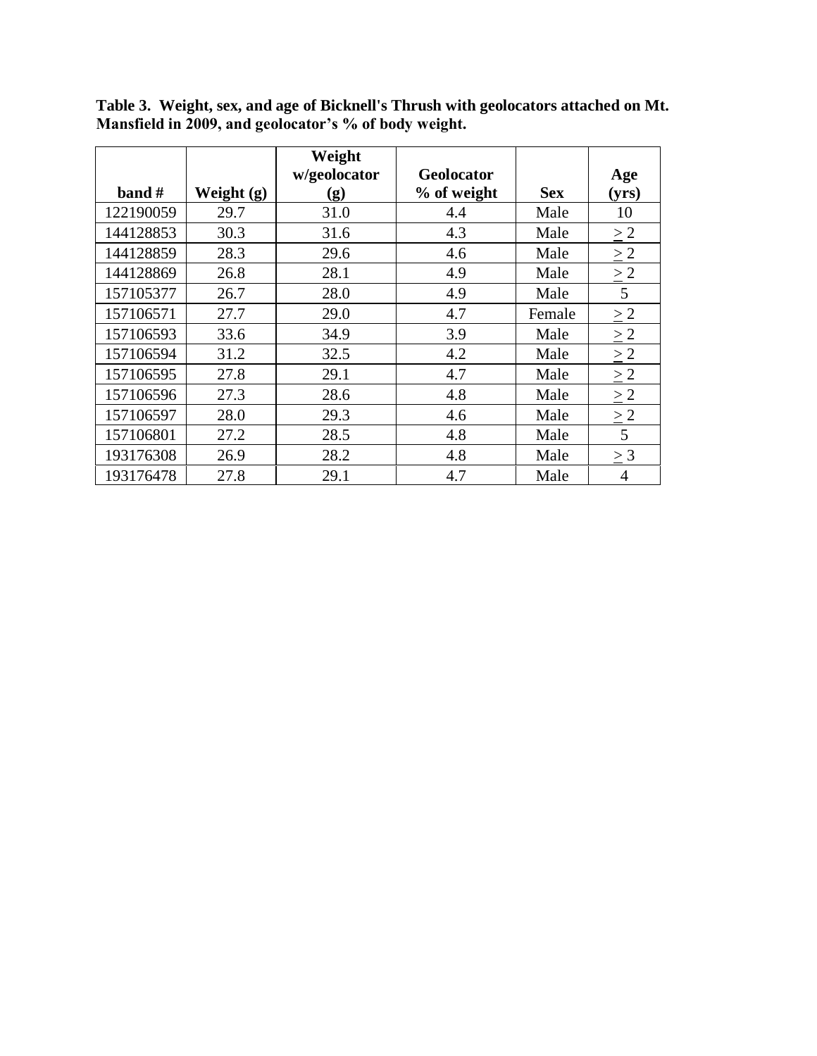**Table 3. Weight, sex, and age of Bicknell's Thrush with geolocators attached on Mt. Mansfield in 2009, and geolocator's % of body weight.**

| band # | Weight (g) | Weight w/geolocator (g) | Geolocator % of weight | Sex | Age (yrs) |
|---|---|---|---|---|---|
| 122190059 | 29.7 | 31.0 | 4.4 | Male | 10 |
| 144128853 | 30.3 | 31.6 | 4.3 | Male | $\geq 2$ |
| 144128859 | 28.3 | 29.6 | 4.6 | Male | $\geq 2$ |
| 144128869 | 26.8 | 28.1 | 4.9 | Male | $\geq 2$ |
| 157105377 | 26.7 | 28.0 | 4.9 | Male | 5 |
| 157106571 | 27.7 | 29.0 | 4.7 | Female | $\geq 2$ |
| 157106593 | 33.6 | 34.9 | 3.9 | Male | $\geq 2$ |
| 157106594 | 31.2 | 32.5 | 4.2 | Male | $\geq 2$ |
| 157106595 | 27.8 | 29.1 | 4.7 | Male | $\geq 2$ |
| 157106596 | 27.3 | 28.6 | 4.8 | Male | $\geq 2$ |
| 157106597 | 28.0 | 29.3 | 4.6 | Male | $\geq 2$ |
| 157106801 | 27.2 | 28.5 | 4.8 | Male | 5 |
| 193176308 | 26.9 | 28.2 | 4.8 | Male | $\geq 3$ |
| 193176478 | 27.8 | 29.1 | 4.7 | Male | 4 |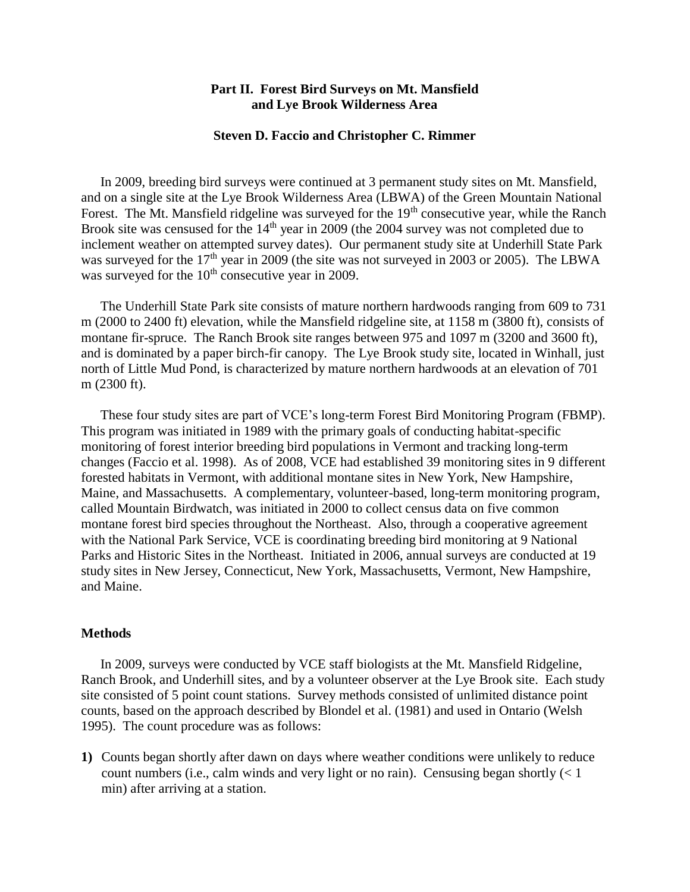## Part II. Forest Bird Surveys on Mt. Mansfield and Lye Brook Wilderness Area

**Steven D. Faccio and Christopher C. Rimmer**

In 2009, breeding bird surveys were continued at 3 permanent study sites on Mt. Mansfield, and on a single site at the Lye Brook Wilderness Area (LBWA) of the Green Mountain National Forest. The Mt. Mansfield ridgeline was surveyed for the 19th consecutive year, while the Ranch Brook site was censused for the 14th year in 2009 (the 2004 survey was not completed due to inclement weather on attempted survey dates). Our permanent study site at Underhill State Park was surveyed for the 17th year in 2009 (the site was not surveyed in 2003 or 2005). The LBWA was surveyed for the 10th consecutive year in 2009.

The Underhill State Park site consists of mature northern hardwoods ranging from 609 to 731 m (2000 to 2400 ft) elevation, while the Mansfield ridgeline site, at 1158 m (3800 ft), consists of montane fir-spruce. The Ranch Brook site ranges between 975 and 1097 m (3200 and 3600 ft), and is dominated by a paper birch-fir canopy. The Lye Brook study site, located in Winhall, just north of Little Mud Pond, is characterized by mature northern hardwoods at an elevation of 701 m (2300 ft).

These four study sites are part of VCE's long-term Forest Bird Monitoring Program (FBMP). This program was initiated in 1989 with the primary goals of conducting habitat-specific monitoring of forest interior breeding bird populations in Vermont and tracking long-term changes (Faccio et al. 1998). As of 2008, VCE had established 39 monitoring sites in 9 different forested habitats in Vermont, with additional montane sites in New York, New Hampshire, Maine, and Massachusetts. A complementary, volunteer-based, long-term monitoring program, called Mountain Birdwatch, was initiated in 2000 to collect census data on five common montane forest bird species throughout the Northeast. Also, through a cooperative agreement with the National Park Service, VCE is coordinating breeding bird monitoring at 9 National Parks and Historic Sites in the Northeast. Initiated in 2006, annual surveys are conducted at 19 study sites in New Jersey, Connecticut, New York, Massachusetts, Vermont, New Hampshire, and Maine.

### Methods

In 2009, surveys were conducted by VCE staff biologists at the Mt. Mansfield Ridgeline, Ranch Brook, and Underhill sites, and by a volunteer observer at the Lye Brook site. Each study site consisted of 5 point count stations. Survey methods consisted of unlimited distance point counts, based on the approach described by Blondel et al. (1981) and used in Ontario (Welsh 1995). The count procedure was as follows:

**1)** Counts began shortly after dawn on days where weather conditions were unlikely to reduce count numbers (i.e., calm winds and very light or no rain). Censusing began shortly (< 1 min) after arriving at a station.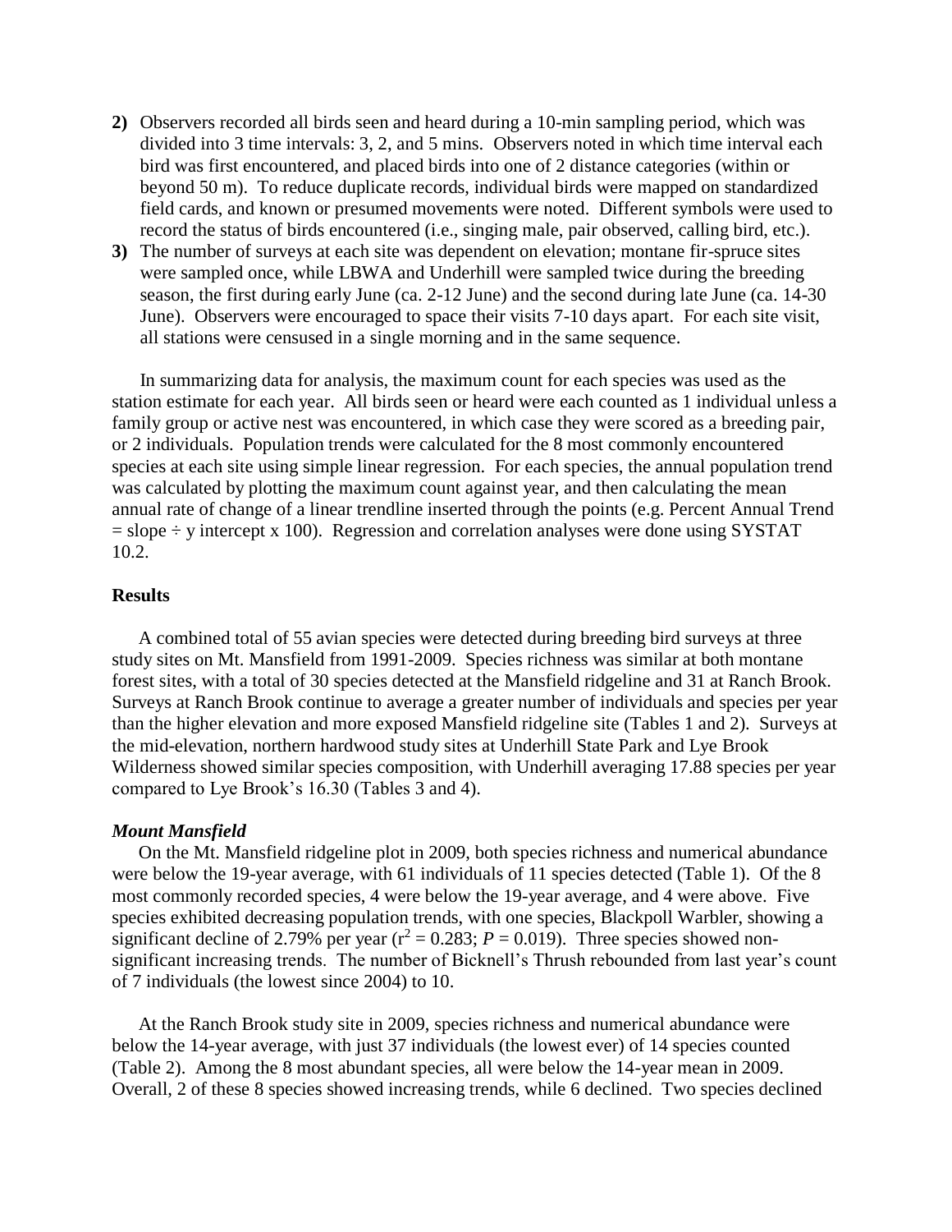2) Observers recorded all birds seen and heard during a 10-min sampling period, which was divided into 3 time intervals: 3, 2, and 5 mins. Observers noted in which time interval each bird was first encountered, and placed birds into one of 2 distance categories (within or beyond 50 m). To reduce duplicate records, individual birds were mapped on standardized field cards, and known or presumed movements were noted. Different symbols were used to record the status of birds encountered (i.e., singing male, pair observed, calling bird, etc.).
3) The number of surveys at each site was dependent on elevation; montane fir-spruce sites were sampled once, while LBWA and Underhill were sampled twice during the breeding season, the first during early June (ca. 2-12 June) and the second during late June (ca. 14-30 June). Observers were encouraged to space their visits 7-10 days apart. For each site visit, all stations were censused in a single morning and in the same sequence.

In summarizing data for analysis, the maximum count for each species was used as the station estimate for each year. All birds seen or heard were each counted as 1 individual unless a family group or active nest was encountered, in which case they were scored as a breeding pair, or 2 individuals. Population trends were calculated for the 8 most commonly encountered species at each site using simple linear regression. For each species, the annual population trend was calculated by plotting the maximum count against year, and then calculating the mean annual rate of change of a linear trendline inserted through the points (e.g. Percent Annual Trend = slope ÷ y intercept x 100). Regression and correlation analyses were done using SYSTAT 10.2.

## Results

A combined total of 55 avian species were detected during breeding bird surveys at three study sites on Mt. Mansfield from 1991-2009. Species richness was similar at both montane forest sites, with a total of 30 species detected at the Mansfield ridgeline and 31 at Ranch Brook. Surveys at Ranch Brook continue to average a greater number of individuals and species per year than the higher elevation and more exposed Mansfield ridgeline site (Tables 1 and 2). Surveys at the mid-elevation, northern hardwood study sites at Underhill State Park and Lye Brook Wilderness showed similar species composition, with Underhill averaging 17.88 species per year compared to Lye Brook's 16.30 (Tables 3 and 4).

### *Mount Mansfield*

On the Mt. Mansfield ridgeline plot in 2009, both species richness and numerical abundance were below the 19-year average, with 61 individuals of 11 species detected (Table 1). Of the 8 most commonly recorded species, 4 were below the 19-year average, and 4 were above. Five species exhibited decreasing population trends, with one species, Blackpoll Warbler, showing a significant decline of 2.79% per year ($r^2 = 0.283$; $P = 0.019$). Three species showed non-significant increasing trends. The number of Bicknell's Thrush rebounded from last year's count of 7 individuals (the lowest since 2004) to 10.

At the Ranch Brook study site in 2009, species richness and numerical abundance were below the 14-year average, with just 37 individuals (the lowest ever) of 14 species counted (Table 2). Among the 8 most abundant species, all were below the 14-year mean in 2009. Overall, 2 of these 8 species showed increasing trends, while 6 declined. Two species declined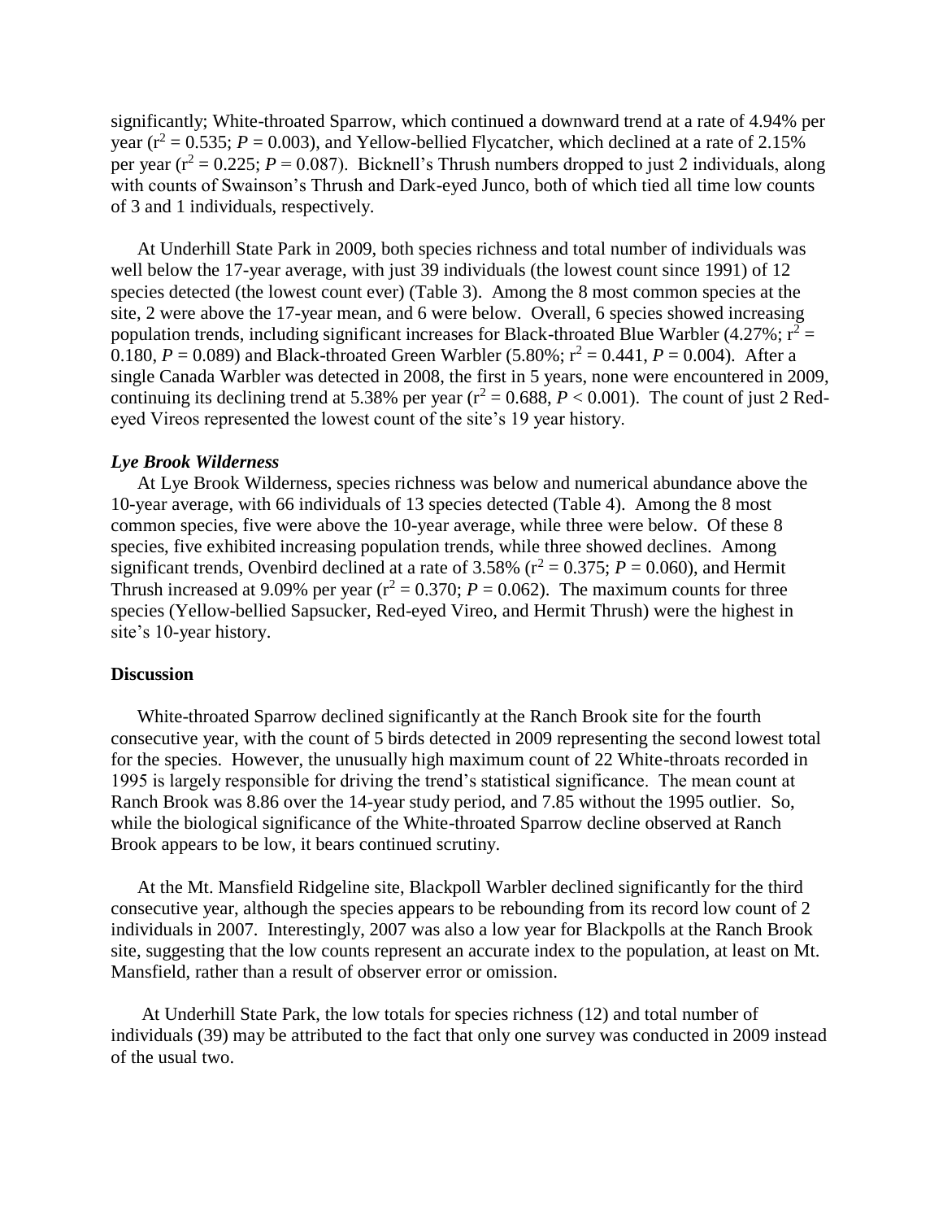significantly; White-throated Sparrow, which continued a downward trend at a rate of 4.94% per year ($r^2 = 0.535$; $P = 0.003$), and Yellow-bellied Flycatcher, which declined at a rate of 2.15% per year ($r^2 = 0.225$; $P = 0.087$). Bicknell's Thrush numbers dropped to just 2 individuals, along with counts of Swainson's Thrush and Dark-eyed Junco, both of which tied all time low counts of 3 and 1 individuals, respectively.

At Underhill State Park in 2009, both species richness and total number of individuals was well below the 17-year average, with just 39 individuals (the lowest count since 1991) of 12 species detected (the lowest count ever) (Table 3). Among the 8 most common species at the site, 2 were above the 17-year mean, and 6 were below. Overall, 6 species showed increasing population trends, including significant increases for Black-throated Blue Warbler (4.27%; $r^2 = 0.180$, $P = 0.089$) and Black-throated Green Warbler (5.80%; $r^2 = 0.441$, $P = 0.004$). After a single Canada Warbler was detected in 2008, the first in 5 years, none were encountered in 2009, continuing its declining trend at 5.38% per year ($r^2 = 0.688$, $P < 0.001$). The count of just 2 Red-eyed Vireos represented the lowest count of the site's 19 year history.

### *Lye Brook Wilderness*

At Lye Brook Wilderness, species richness was below and numerical abundance above the 10-year average, with 66 individuals of 13 species detected (Table 4). Among the 8 most common species, five were above the 10-year average, while three were below. Of these 8 species, five exhibited increasing population trends, while three showed declines. Among significant trends, Ovenbird declined at a rate of 3.58% ($r^2 = 0.375$; $P = 0.060$), and Hermit Thrush increased at 9.09% per year ($r^2 = 0.370$; $P = 0.062$). The maximum counts for three species (Yellow-bellied Sapsucker, Red-eyed Vireo, and Hermit Thrush) were the highest in site's 10-year history.

## Discussion

White-throated Sparrow declined significantly at the Ranch Brook site for the fourth consecutive year, with the count of 5 birds detected in 2009 representing the second lowest total for the species. However, the unusually high maximum count of 22 White-throats recorded in 1995 is largely responsible for driving the trend's statistical significance. The mean count at Ranch Brook was 8.86 over the 14-year study period, and 7.85 without the 1995 outlier. So, while the biological significance of the White-throated Sparrow decline observed at Ranch Brook appears to be low, it bears continued scrutiny.

At the Mt. Mansfield Ridgeline site, Blackpoll Warbler declined significantly for the third consecutive year, although the species appears to be rebounding from its record low count of 2 individuals in 2007. Interestingly, 2007 was also a low year for Blackpolls at the Ranch Brook site, suggesting that the low counts represent an accurate index to the population, at least on Mt. Mansfield, rather than a result of observer error or omission.

At Underhill State Park, the low totals for species richness (12) and total number of individuals (39) may be attributed to the fact that only one survey was conducted in 2009 instead of the usual two.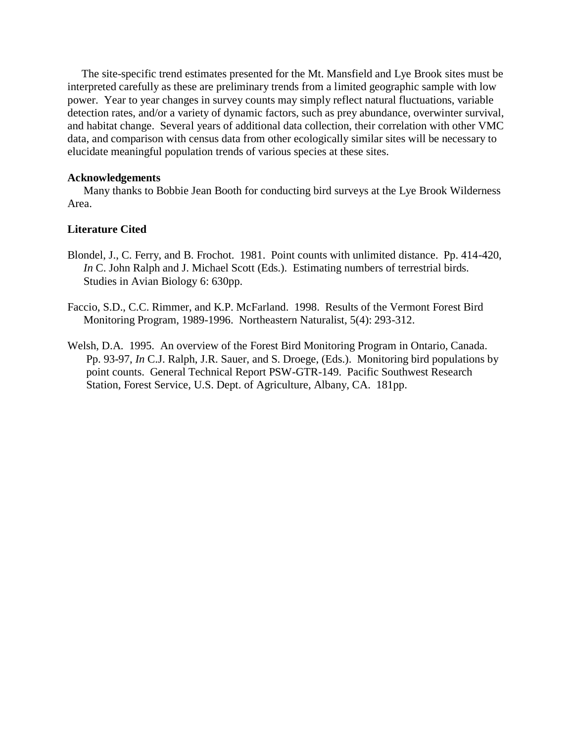The site-specific trend estimates presented for the Mt. Mansfield and Lye Brook sites must be interpreted carefully as these are preliminary trends from a limited geographic sample with low power. Year to year changes in survey counts may simply reflect natural fluctuations, variable detection rates, and/or a variety of dynamic factors, such as prey abundance, overwinter survival, and habitat change. Several years of additional data collection, their correlation with other VMC data, and comparison with census data from other ecologically similar sites will be necessary to elucidate meaningful population trends of various species at these sites.

**Acknowledgements**

Many thanks to Bobbie Jean Booth for conducting bird surveys at the Lye Brook Wilderness Area.

**Literature Cited**

Blondel, J., C. Ferry, and B. Frochot. 1981. Point counts with unlimited distance. Pp. 414-420, *In* C. John Ralph and J. Michael Scott (Eds.). Estimating numbers of terrestrial birds. Studies in Avian Biology 6: 630pp.

Faccio, S.D., C.C. Rimmer, and K.P. McFarland. 1998. Results of the Vermont Forest Bird Monitoring Program, 1989-1996. Northeastern Naturalist, 5(4): 293-312.

Welsh, D.A. 1995. An overview of the Forest Bird Monitoring Program in Ontario, Canada. Pp. 93-97, *In* C.J. Ralph, J.R. Sauer, and S. Droege, (Eds.). Monitoring bird populations by point counts. General Technical Report PSW-GTR-149. Pacific Southwest Research Station, Forest Service, U.S. Dept. of Agriculture, Albany, CA. 181pp.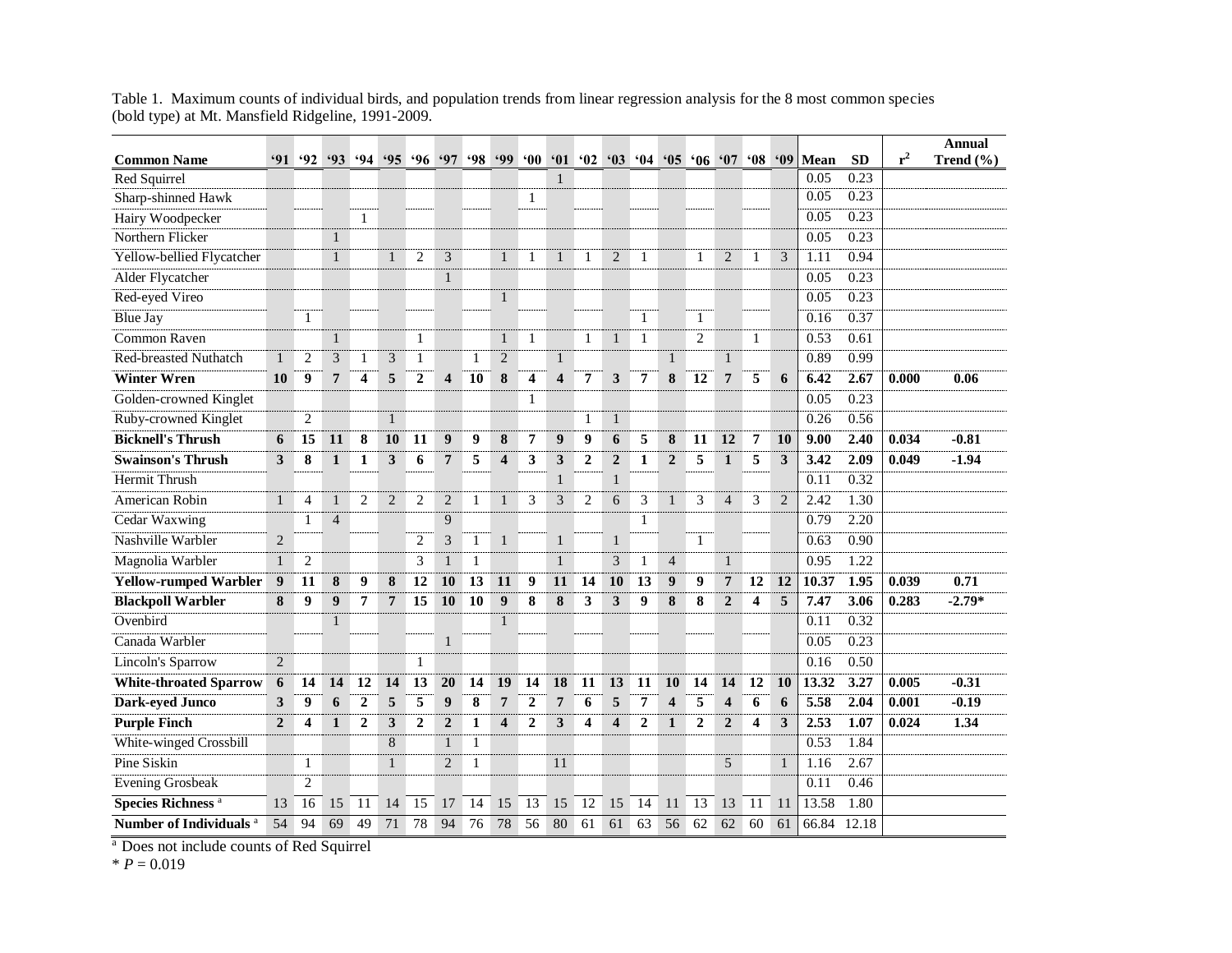Table 1. Maximum counts of individual birds, and population trends from linear regression analysis for the 8 most common species (bold type) at Mt. Mansfield Ridgeline, 1991-2009.

| Common Name | '91 | '92 | '93 | '94 | '95 | '96 | '97 | '98 | '99 | '00 | '01 | '02 | '03 | '04 | '05 | '06 | '07 | '08 | '09 | Mean | SD | $r^2$ | Annual Trend (%) |
|---|---|---|---|---|---|---|---|---|---|---|---|---|---|---|---|---|---|---|---|---|---|---|---|
| Red Squirrel | | | | | | | | | | | 1 | | | | | | | | | 0.05 | 0.23 | | |
| Sharp-shinned Hawk | | | | | | | | | | 1 | | | | | | | | | | 0.05 | 0.23 | | |
| Hairy Woodpecker | | | | 1 | | | | | | | | | | | | | | | | 0.05 | 0.23 | | |
| Northern Flicker | | | 1 | | | | | | | | | | | | | | | | | 0.05 | 0.23 | | |
| Yellow-bellied Flycatcher | | | 1 | | 1 | 2 | 3 | | 1 | 1 | 1 | 1 | 2 | 1 | | 1 | 2 | 1 | 3 | 1.11 | 0.94 | | |
| Alder Flycatcher | | | | | | | 1 | | | | | | | | | | | | | 0.05 | 0.23 | | |
| Red-eyed Vireo | | | | | | | | | 1 | | | | | | | | | | | 0.05 | 0.23 | | |
| Blue Jay | | 1 | | | | | | | | | | | | 1 | | 1 | | | | 0.16 | 0.37 | | |
| Common Raven | | | 1 | | | 1 | | | 1 | 1 | | 1 | 1 | 1 | | 2 | | 1 | | 0.53 | 0.61 | | |
| Red-breasted Nuthatch | 1 | 2 | 3 | 1 | 3 | 1 | | 1 | 2 | | 1 | | | | 1 | | 1 | | | 0.89 | 0.99 | | |
| **Winter Wren** | **10** | **9** | **7** | **4** | **5** | **2** | **4** | **10** | **8** | **4** | **4** | **7** | **3** | **7** | **8** | **12** | **7** | **5** | **6** | **6.42** | **2.67** | **0.000** | **0.06** |
| Golden-crowned Kinglet | | | | | | | | | | 1 | | | | | | | | | | 0.05 | 0.23 | | |
| Ruby-crowned Kinglet | | 2 | | | 1 | | | | | | | 1 | 1 | | | | | | | 0.26 | 0.56 | | |
| **Bicknell's Thrush** | **6** | **15** | **11** | **8** | **10** | **11** | **9** | **9** | **8** | **7** | **9** | **9** | **6** | **5** | **8** | **11** | **12** | **7** | **10** | **9.00** | **2.40** | **0.034** | **-0.81** |
| **Swainson's Thrush** | **3** | **8** | **1** | **1** | **3** | **6** | **7** | **5** | **4** | **3** | **3** | **2** | **2** | **1** | **2** | **5** | **1** | **5** | **3** | **3.42** | **2.09** | **0.049** | **-1.94** |
| Hermit Thrush | | | | | | | | | | | 1 | | 1 | | | | | | | 0.11 | 0.32 | | |
| American Robin | 1 | 4 | 1 | 2 | 2 | 2 | 2 | 1 | 1 | 3 | 3 | 2 | 6 | 3 | 1 | 3 | 4 | 3 | 2 | 2.42 | 1.30 | | |
| Cedar Waxwing | | 1 | 4 | | | | 9 | | | | | | | 1 | | | | | | 0.79 | 2.20 | | |
| Nashville Warbler | 2 | | | | | 2 | 3 | 1 | 1 | | 1 | | 1 | | | 1 | | | | 0.63 | 0.90 | | |
| Magnolia Warbler | 1 | 2 | | | | 3 | 1 | 1 | | | 1 | | 3 | 1 | 4 | | 1 | | | 0.95 | 1.22 | | |
| **Yellow-rumped Warbler** | **9** | **11** | **8** | **9** | **8** | **12** | **10** | **13** | **11** | **9** | **11** | **14** | **10** | **13** | **9** | **9** | **7** | **12** | **12** | **10.37** | **1.95** | **0.039** | **0.71** |
| **Blackpoll Warbler** | **8** | **9** | **9** | **7** | **7** | **15** | **10** | **10** | **9** | **8** | **8** | **3** | **3** | **9** | **8** | **8** | **2** | **4** | **5** | **7.47** | **3.06** | **0.283** | **-2.79*** |
| Ovenbird | | | 1 | | | | | | 1 | | | | | | | | | | | 0.11 | 0.32 | | |
| Canada Warbler | | | | | | | 1 | | | | | | | | | | | | | 0.05 | 0.23 | | |
| Lincoln's Sparrow | 2 | | | | | 1 | | | | | | | | | | | | | | 0.16 | 0.50 | | |
| **White-throated Sparrow** | **6** | **14** | **14** | **12** | **14** | **13** | **20** | **14** | **19** | **14** | **18** | **11** | **13** | **11** | **10** | **14** | **14** | **12** | **10** | **13.32** | **3.27** | **0.005** | **-0.31** |
| **Dark-eyed Junco** | **3** | **9** | **6** | **2** | **5** | **5** | **9** | **8** | **7** | **2** | **7** | **6** | **5** | **7** | **4** | **5** | **4** | **6** | **6** | **5.58** | **2.04** | **0.001** | **-0.19** |
| **Purple Finch** | **2** | **4** | **1** | **2** | **3** | **2** | **2** | **1** | **4** | **2** | **3** | **4** | **4** | **2** | **1** | **2** | **2** | **4** | **3** | **2.53** | **1.07** | **0.024** | **1.34** |
| White-winged Crossbill | | | | | 8 | | 1 | 1 | | | | | | | | | | | | 0.53 | 1.84 | | |
| Pine Siskin | | 1 | | | 1 | | 2 | 1 | | | 11 | | | | | | 5 | | 1 | 1.16 | 2.67 | | |
| Evening Grosbeak | | 2 | | | | | | | | | | | | | | | | | | 0.11 | 0.46 | | |
| **Species Richness** [a] | 13 | 16 | 15 | 11 | 14 | 15 | 17 | 14 | 15 | 13 | 15 | 12 | 15 | 14 | 11 | 13 | 13 | 11 | 11 | 13.58 | 1.80 | | |
| **Number of Individuals** [a] | 54 | 94 | 69 | 49 | 71 | 78 | 94 | 76 | 78 | 56 | 80 | 61 | 61 | 63 | 56 | 62 | 62 | 60 | 61 | 66.84 | 12.18 | | |

[a] Does not include counts of Red Squirrel

* $P = 0.019$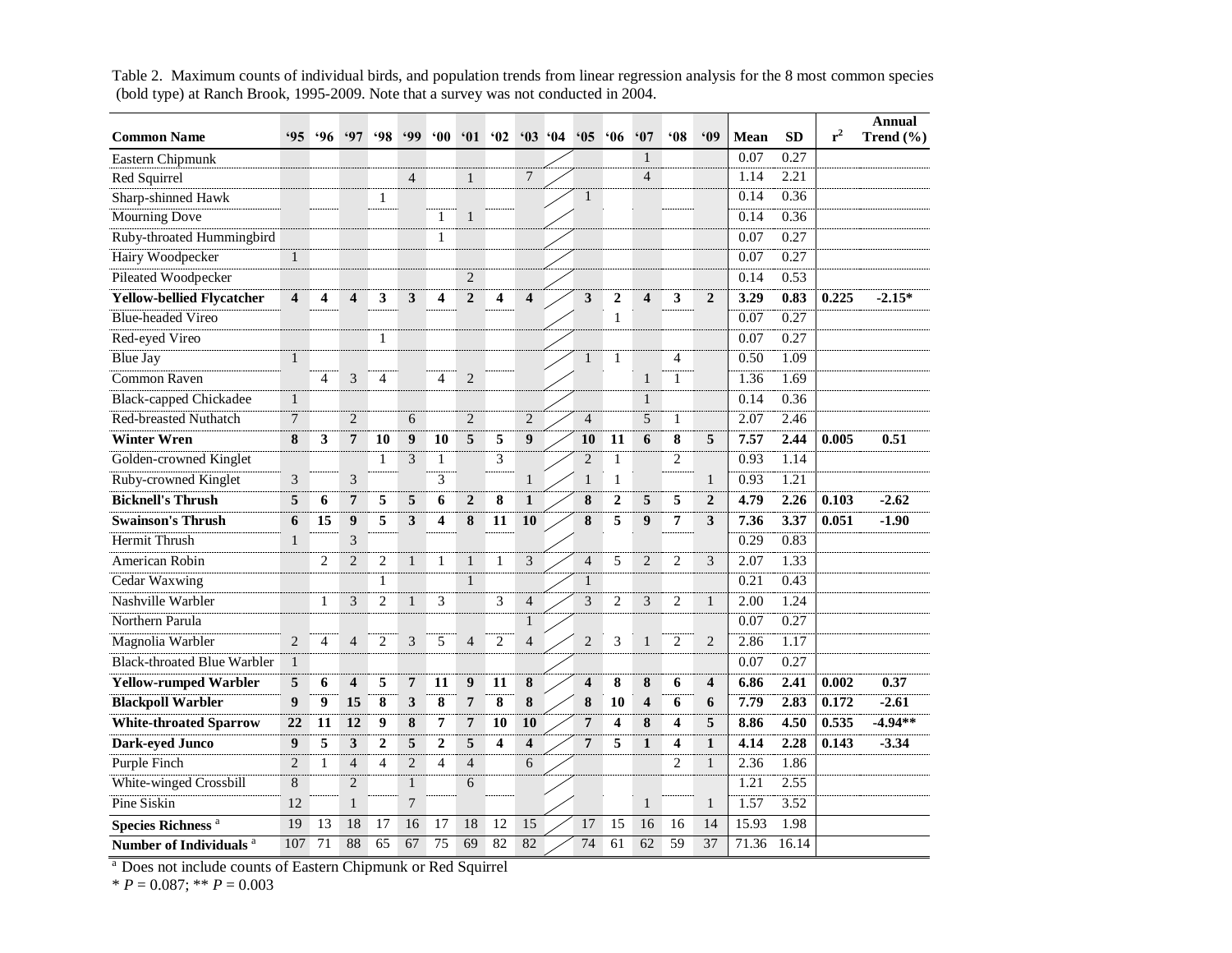Table 2. Maximum counts of individual birds, and population trends from linear regression analysis for the 8 most common species (bold type) at Ranch Brook, 1995-2009. Note that a survey was not conducted in 2004.

| Common Name | '95 | '96 | '97 | '98 | '99 | '00 | '01 | '02 | '03 | '04 | '05 | '06 | '07 | '08 | '09 | Mean | SD | $r^2$ | Annual Trend (%) |
|---|---|---|---|---|---|---|---|---|---|---|---|---|---|---|---|---|---|---|---|
| Eastern Chipmunk | | | | | | | | | | | | | 1 | | | 0.07 | 0.27 | | |
| Red Squirrel | | | | | 4 | | 1 | | 7 | | | | 4 | | | 1.14 | 2.21 | | |
| Sharp-shinned Hawk | | | | 1 | | | | | | | 1 | | | | | 0.14 | 0.36 | | |
| Mourning Dove | | | | | | 1 | 1 | | | | | | | | | 0.14 | 0.36 | | |
| Ruby-throated Hummingbird | | | | | | 1 | | | | | | | | | | 0.07 | 0.27 | | |
| Hairy Woodpecker | 1 | | | | | | | | | | | | | | | 0.07 | 0.27 | | |
| Pileated Woodpecker | | | | | | | 2 | | | | | | | | | 0.14 | 0.53 | | |
| **Yellow-bellied Flycatcher** | **4** | **4** | **4** | **3** | **3** | **4** | **2** | **4** | **4** | | **3** | **2** | **4** | **3** | **2** | **3.29** | **0.83** | **0.225** | **-2.15*** |
| Blue-headed Vireo | | | | | | | | | | | | 1 | | | | 0.07 | 0.27 | | |
| Red-eyed Vireo | | | | 1 | | | | | | | | | | | | 0.07 | 0.27 | | |
| Blue Jay | 1 | | | | | | | | | | 1 | 1 | | 4 | | 0.50 | 1.09 | | |
| Common Raven | | 4 | 3 | 4 | | 4 | 2 | | | | | | 1 | 1 | | 1.36 | 1.69 | | |
| Black-capped Chickadee | 1 | | | | | | | | | | | | 1 | | | 0.14 | 0.36 | | |
| Red-breasted Nuthatch | 7 | | 2 | | 6 | | 2 | | 2 | | 4 | | 5 | 1 | | 2.07 | 2.46 | | |
| **Winter Wren** | **8** | **3** | **7** | **10** | **9** | **10** | **5** | **5** | **9** | | **10** | **11** | **6** | **8** | **5** | **7.57** | **2.44** | **0.005** | **0.51** |
| Golden-crowned Kinglet | | | | 1 | 3 | 1 | | 3 | | | 2 | 1 | | 2 | | 0.93 | 1.14 | | |
| Ruby-crowned Kinglet | 3 | | 3 | | | 3 | | | 1 | | 1 | 1 | | | 1 | 0.93 | 1.21 | | |
| **Bicknell's Thrush** | **5** | **6** | **7** | **5** | **5** | **6** | **2** | **8** | **1** | | **8** | **2** | **5** | **5** | **2** | **4.79** | **2.26** | **0.103** | **-2.62** |
| **Swainson's Thrush** | **6** | **15** | **9** | **5** | **3** | **4** | **8** | **11** | **10** | | **8** | **5** | **9** | **7** | **3** | **7.36** | **3.37** | **0.051** | **-1.90** |
| Hermit Thrush | 1 | | 3 | | | | | | | | | | | | | 0.29 | 0.83 | | |
| American Robin | | 2 | 2 | 2 | 1 | 1 | 1 | 1 | 3 | | 4 | 5 | 2 | 2 | 3 | 2.07 | 1.33 | | |
| Cedar Waxwing | | | | 1 | | | 1 | | | | 1 | | | | | 0.21 | 0.43 | | |
| Nashville Warbler | | 1 | 3 | 2 | 1 | 3 | | 3 | 4 | | 3 | 2 | 3 | 2 | 1 | 2.00 | 1.24 | | |
| Northern Parula | | | | | | | | | 1 | | | | | | | 0.07 | 0.27 | | |
| Magnolia Warbler | 2 | 4 | 4 | 2 | 3 | 5 | 4 | 2 | 4 | | 2 | 3 | 1 | 2 | 2 | 2.86 | 1.17 | | |
| Black-throated Blue Warbler | 1 | | | | | | | | | | | | | | | 0.07 | 0.27 | | |
| **Yellow-rumped Warbler** | **5** | **6** | **4** | **5** | **7** | **11** | **9** | **11** | **8** | | **4** | **8** | **8** | **6** | **4** | **6.86** | **2.41** | **0.002** | **0.37** |
| **Blackpoll Warbler** | **9** | **9** | **15** | **8** | **3** | **8** | **7** | **8** | **8** | | **8** | **10** | **4** | **6** | **6** | **7.79** | **2.83** | **0.172** | **-2.61** |
| **White-throated Sparrow** | **22** | **11** | **12** | **9** | **8** | **7** | **7** | **10** | **10** | | **7** | **4** | **8** | **4** | **5** | **8.86** | **4.50** | **0.535** | **-4.94**** |
| **Dark-eyed Junco** | **9** | **5** | **3** | **2** | **5** | **2** | **5** | **4** | **4** | | **7** | **5** | **1** | **4** | **1** | **4.14** | **2.28** | **0.143** | **-3.34** |
| Purple Finch | 2 | 1 | 4 | 4 | 2 | 4 | 4 | | 6 | | | | | 2 | 1 | 2.36 | 1.86 | | |
| White-winged Crossbill | 8 | | 2 | | 1 | | 6 | | | | | | | | | 1.21 | 2.55 | | |
| Pine Siskin | 12 | | 1 | | 7 | | | | | | | | 1 | | 1 | 1.57 | 3.52 | | |
| **Species Richness** [a] | 19 | 13 | 18 | 17 | 16 | 17 | 18 | 12 | 15 | | 17 | 15 | 16 | 16 | 14 | 15.93 | 1.98 | | |
| **Number of Individuals** [a] | 107 | 71 | 88 | 65 | 67 | 75 | 69 | 82 | 82 | | 74 | 61 | 62 | 59 | 37 | 71.36 | 16.14 | | |

[a] Does not include counts of Eastern Chipmunk or Red Squirrel

* $P = 0.087$; ** $P = 0.003$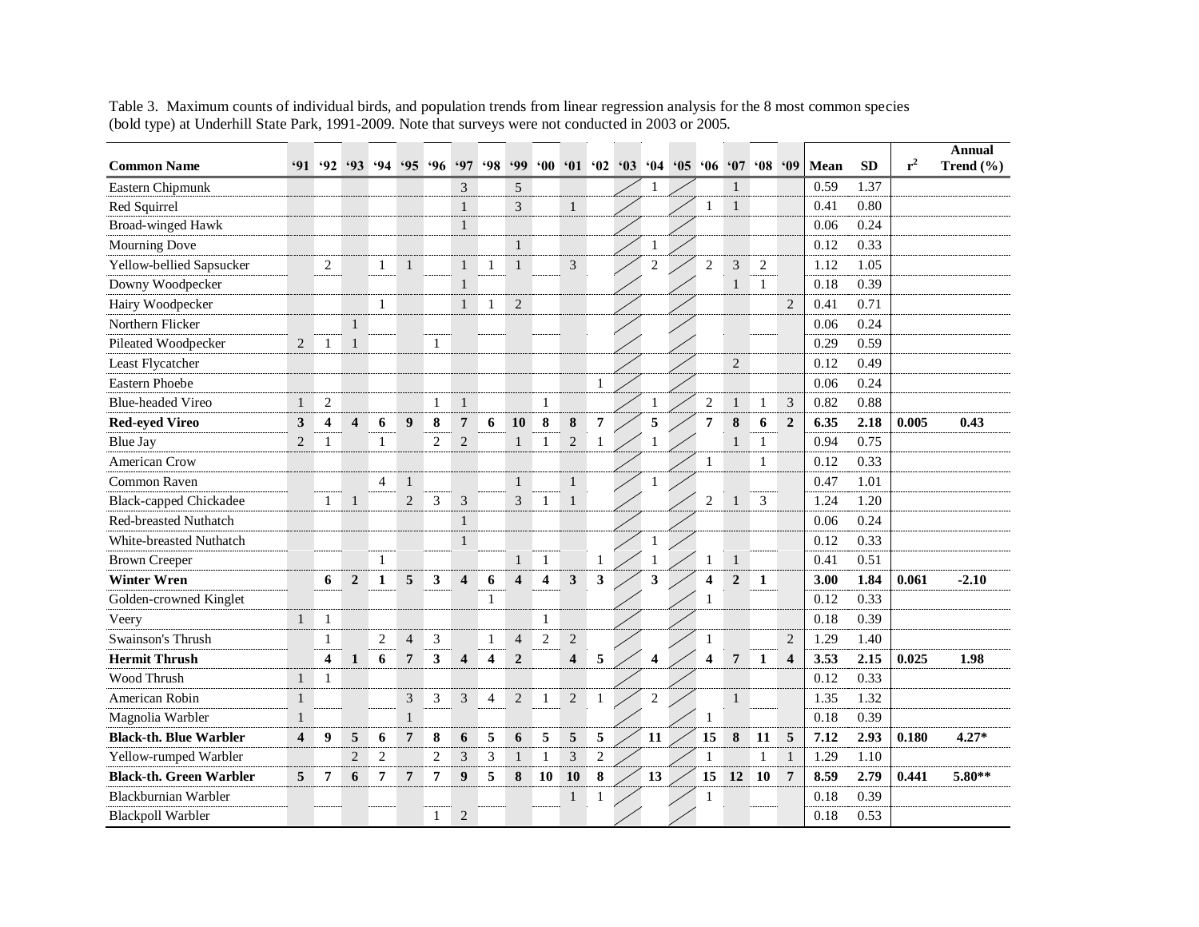Table 3. Maximum counts of individual birds, and population trends from linear regression analysis for the 8 most common species (bold type) at Underhill State Park, 1991-2009. Note that surveys were not conducted in 2003 or 2005.

| Common Name | '91 | '92 | '93 | '94 | '95 | '96 | '97 | '98 | '99 | '00 | '01 | '02 | '03 | '04 | '05 | '06 | '07 | '08 | '09 | Mean | SD | $r^2$ | Annual Trend (%) |
|---|---|---|---|---|---|---|---|---|---|---|---|---|---|---|---|---|---|---|---|---|---|---|---|
| Eastern Chipmunk | | | | | | | 3 | | 5 | | | | | 1 | | | 1 | | | 0.59 | 1.37 | | |
| Red Squirrel | | | | | | | 1 | | 3 | | 1 | | | | | 1 | 1 | | | 0.41 | 0.80 | | |
| Broad-winged Hawk | | | | | | | 1 | | | | | | | | | | | | | 0.06 | 0.24 | | |
| Mourning Dove | | | | | | | | | 1 | | | | | 1 | | | | | | 0.12 | 0.33 | | |
| Yellow-bellied Sapsucker | | 2 | | 1 | 1 | | 1 | 1 | 1 | | 3 | | | 2 | | 2 | 3 | 2 | | 1.12 | 1.05 | | |
| Downy Woodpecker | | | | | | | 1 | | | | | | | | | | 1 | 1 | | 0.18 | 0.39 | | |
| Hairy Woodpecker | | | | 1 | | | 1 | 1 | 2 | | | | | | | | | | 2 | 0.41 | 0.71 | | |
| Northern Flicker | | | 1 | | | | | | | | | | | | | | | | | 0.06 | 0.24 | | |
| Pileated Woodpecker | 2 | 1 | 1 | | | 1 | | | | | | | | | | | | | | 0.29 | 0.59 | | |
| Least Flycatcher | | | | | | | | | | | | | | | | | 2 | | | 0.12 | 0.49 | | |
| Eastern Phoebe | | | | | | | | | | | | 1 | | | | | | | | 0.06 | 0.24 | | |
| Blue-headed Vireo | 1 | 2 | | | | 1 | 1 | | | 1 | | | | 1 | | 2 | 1 | 1 | 3 | 0.82 | 0.88 | | |
| **Red-eyed Vireo** | **3** | **4** | **4** | **6** | **9** | **8** | **7** | **6** | **10** | **8** | **8** | **7** | | **5** | | **7** | **8** | **6** | **2** | **6.35** | **2.18** | **0.005** | **0.43** |
| Blue Jay | 2 | 1 | | 1 | | 2 | 2 | | 1 | 1 | 2 | 1 | | 1 | | | 1 | 1 | | 0.94 | 0.75 | | |
| American Crow | | | | | | | | | | | | | | | | 1 | | 1 | | 0.12 | 0.33 | | |
| Common Raven | | | | 4 | 1 | | | | 1 | | 1 | | | 1 | | | | | | 0.47 | 1.01 | | |
| Black-capped Chickadee | | 1 | 1 | | 2 | 3 | 3 | | 3 | 1 | 1 | | | | | 2 | 1 | 3 | | 1.24 | 1.20 | | |
| Red-breasted Nuthatch | | | | | | | 1 | | | | | | | | | | | | | 0.06 | 0.24 | | |
| White-breasted Nuthatch | | | | | | | 1 | | | | | | | 1 | | | | | | 0.12 | 0.33 | | |
| Brown Creeper | | | | 1 | | | | | 1 | 1 | | 1 | | 1 | | 1 | 1 | | | 0.41 | 0.51 | | |
| **Winter Wren** | | **6** | **2** | **1** | **5** | **3** | **4** | **6** | **4** | **4** | **3** | **3** | | **3** | | **4** | **2** | **1** | | **3.00** | **1.84** | **0.061** | **-2.10** |
| Golden-crowned Kinglet | | | | | | | | 1 | | | | | | | | 1 | | | | 0.12 | 0.33 | | |
| Veery | 1 | 1 | | | | | | | | 1 | | | | | | | | | | 0.18 | 0.39 | | |
| Swainson's Thrush | | 1 | | 2 | 4 | 3 | | 1 | 4 | 2 | 2 | | | | | 1 | | | 2 | 1.29 | 1.40 | | |
| **Hermit Thrush** | | **4** | **1** | **6** | **7** | **3** | **4** | **4** | **2** | | **4** | **5** | | **4** | | **4** | **7** | **1** | **4** | **3.53** | **2.15** | **0.025** | **1.98** |
| Wood Thrush | 1 | 1 | | | | | | | | | | | | | | | | | | 0.12 | 0.33 | | |
| American Robin | 1 | | | | 3 | 3 | 3 | 4 | 2 | 1 | 2 | 1 | | 2 | | | 1 | | | 1.35 | 1.32 | | |
| Magnolia Warbler | 1 | | | | 1 | | | | | | | | | | | 1 | | | | 0.18 | 0.39 | | |
| **Black-th. Blue Warbler** | **4** | **9** | **5** | **6** | **7** | **8** | **6** | **5** | **6** | **5** | **5** | **5** | | **11** | | **15** | **8** | **11** | **5** | **7.12** | **2.93** | **0.180** | **4.27*** |
| Yellow-rumped Warbler | | | 2 | 2 | | 2 | 3 | 3 | 1 | 1 | 3 | 2 | | | | 1 | | 1 | 1 | 1.29 | 1.10 | | |
| **Black-th. Green Warbler** | **5** | **7** | **6** | **7** | **7** | **7** | **9** | **5** | **8** | **10** | **10** | **8** | | **13** | | **15** | **12** | **10** | **7** | **8.59** | **2.79** | **0.441** | **5.80**** |
| Blackburnian Warbler | | | | | | | | | | | 1 | 1 | | | | 1 | | | | 0.18 | 0.39 | | |
| Blackpoll Warbler | | | | | | 1 | 2 | | | | | | | | | | | | | 0.18 | 0.53 | | |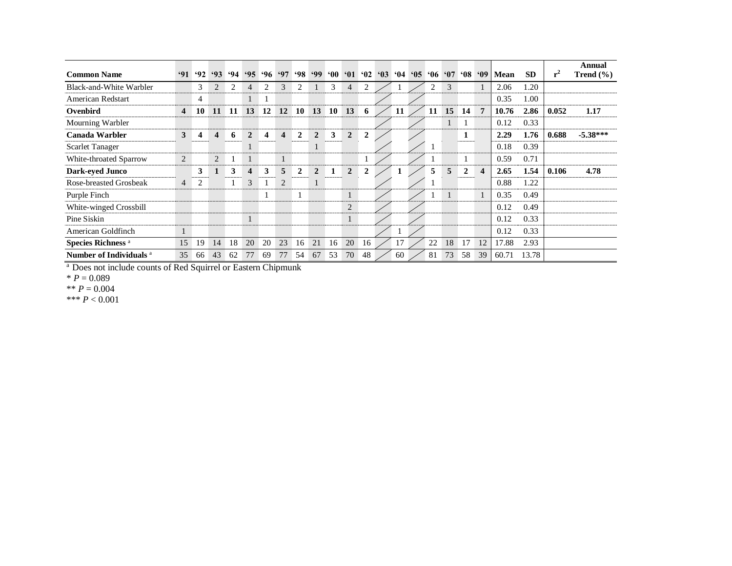| Common Name | '91 | '92 | '93 | '94 | '95 | '96 | '97 | '98 | '99 | '00 | '01 | '02 | '03 | '04 | '05 | '06 | '07 | '08 | '09 | Mean | SD | $r^2$ | Annual Trend (%) |
|---|---|---|---|---|---|---|---|---|---|---|---|---|---|---|---|---|---|---|---|---|---|---|---|
| Black-and-White Warbler | | 3 | 2 | 2 | 4 | 2 | 3 | 2 | 1 | 3 | 4 | 2 | | 1 | | 2 | 3 | | 1 | 2.06 | 1.20 | | |
| American Redstart | | 4 | | | 1 | 1 | | | | | | | | | | | | | | 0.35 | 1.00 | | |
| **Ovenbird** | **4** | **10** | **11** | **11** | **13** | **12** | **12** | **10** | **13** | **10** | **13** | **6** | | **11** | | **11** | **15** | **14** | **7** | **10.76** | **2.86** | **0.052** | **1.17** |
| Mourning Warbler | | | | | | | | | | | | | | | | | 1 | 1 | | 0.12 | 0.33 | | |
| **Canada Warbler** | **3** | **4** | **4** | **6** | **2** | **4** | **4** | **2** | **2** | **3** | **2** | **2** | | | | | | **1** | | **2.29** | **1.76** | **0.688** | **-5.38*** ** |
| Scarlet Tanager | | | | | 1 | | | | 1 | | | | | | | 1 | | | | 0.18 | 0.39 | | |
| White-throated Sparrow | 2 | | 2 | 1 | 1 | | 1 | | | | | 1 | | | | 1 | | 1 | | 0.59 | 0.71 | | |
| **Dark-eyed Junco** | | **3** | **1** | **3** | **4** | **3** | **5** | **2** | **2** | **1** | **2** | **2** | | **1** | | **5** | **5** | **2** | **4** | **2.65** | **1.54** | **0.106** | **4.78** |
| Rose-breasted Grosbeak | 4 | 2 | | 1 | 3 | 1 | 2 | | 1 | | | | | | | 1 | | | | 0.88 | 1.22 | | |
| Purple Finch | | | | | | 1 | | 1 | | | 1 | | | | | 1 | 1 | | 1 | 0.35 | 0.49 | | |
| White-winged Crossbill | | | | | | | | | | | 2 | | | | | | | | | 0.12 | 0.49 | | |
| Pine Siskin | | | | | 1 | | | | | | 1 | | | | | | | | | 0.12 | 0.33 | | |
| American Goldfinch | 1 | | | | | | | | | | | | | 1 | | | | | | 0.12 | 0.33 | | |
| **Species Richness** [a] | 15 | 19 | 14 | 18 | 20 | 20 | 23 | 16 | 21 | 16 | 20 | 16 | | 17 | | 22 | 18 | 17 | 12 | 17.88 | 2.93 | | |
| **Number of Individuals** [a] | 35 | 66 | 43 | 62 | 77 | 69 | 77 | 54 | 67 | 53 | 70 | 48 | | 60 | | 81 | 73 | 58 | 39 | 60.71 | 13.78 | | |

[a] Does not include counts of Red Squirrel or Eastern Chipmunk

* $P = 0.089$

** $P = 0.004$

*** $P < 0.001$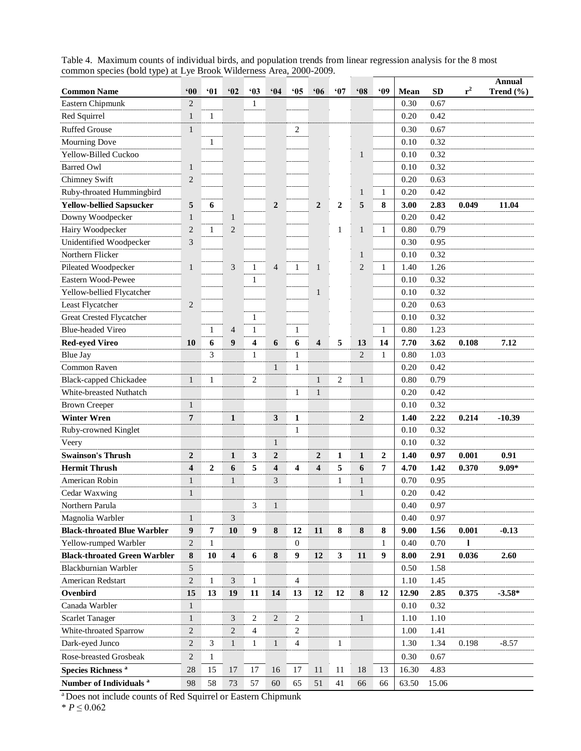Table 4. Maximum counts of individual birds, and population trends from linear regression analysis for the 8 most common species (bold type) at Lye Brook Wilderness Area, 2000-2009.

| Common Name | '00 | '01 | '02 | '03 | '04 | '05 | '06 | '07 | '08 | '09 | Mean | SD | $r^2$ | Annual Trend (%) |
|---|---|---|---|---|---|---|---|---|---|---|---|---|---|---|
| Eastern Chipmunk | 2 | | | 1 | | | | | | | 0.30 | 0.67 | | |
| Red Squirrel | 1 | 1 | | | | | | | | | 0.20 | 0.42 | | |
| Ruffed Grouse | 1 | | | | | 2 | | | | | 0.30 | 0.67 | | |
| Mourning Dove | | 1 | | | | | | | | | 0.10 | 0.32 | | |
| Yellow-Billed Cuckoo | | | | | | | | | 1 | | 0.10 | 0.32 | | |
| Barred Owl | 1 | | | | | | | | | | 0.10 | 0.32 | | |
| Chimney Swift | 2 | | | | | | | | | | 0.20 | 0.63 | | |
| Ruby-throated Hummingbird | | | | | | | | | 1 | 1 | 0.20 | 0.42 | | |
| **Yellow-bellied Sapsucker** | **5** | **6** | | | **2** | | **2** | **2** | **5** | **8** | **3.00** | **2.83** | **0.049** | **11.04** |
| Downy Woodpecker | 1 | | 1 | | | | | | | | 0.20 | 0.42 | | |
| Hairy Woodpecker | 2 | 1 | 2 | | | | | 1 | 1 | 1 | 0.80 | 0.79 | | |
| Unidentified Woodpecker | 3 | | | | | | | | | | 0.30 | 0.95 | | |
| Northern Flicker | | | | | | | | | 1 | | 0.10 | 0.32 | | |
| Pileated Woodpecker | 1 | | 3 | 1 | 4 | 1 | 1 | | 2 | 1 | 1.40 | 1.26 | | |
| Eastern Wood-Pewee | | | | 1 | | | | | | | 0.10 | 0.32 | | |
| Yellow-bellied Flycatcher | | | | | | | 1 | | | | 0.10 | 0.32 | | |
| Least Flycatcher | 2 | | | | | | | | | | 0.20 | 0.63 | | |
| Great Crested Flycatcher | | | | 1 | | | | | | | 0.10 | 0.32 | | |
| Blue-headed Vireo | | 1 | 4 | 1 | | 1 | | | | 1 | 0.80 | 1.23 | | |
| **Red-eyed Vireo** | **10** | **6** | **9** | **4** | **6** | **6** | **4** | **5** | **13** | **14** | **7.70** | **3.62** | **0.108** | **7.12** |
| Blue Jay | | 3 | | 1 | | 1 | | | 2 | 1 | 0.80 | 1.03 | | |
| Common Raven | | | | | 1 | 1 | | | | | 0.20 | 0.42 | | |
| Black-capped Chickadee | 1 | 1 | | 2 | | | 1 | 2 | 1 | | 0.80 | 0.79 | | |
| White-breasted Nuthatch | | | | | | 1 | 1 | | | | 0.20 | 0.42 | | |
| Brown Creeper | 1 | | | | | | | | | | 0.10 | 0.32 | | |
| **Winter Wren** | **7** | | **1** | | **3** | **1** | | | **2** | | **1.40** | **2.22** | **0.214** | **-10.39** |
| Ruby-crowned Kinglet | | | | | | 1 | | | | | 0.10 | 0.32 | | |
| Veery | | | | | 1 | | | | | | 0.10 | 0.32 | | |
| **Swainson's Thrush** | **2** | | **1** | **3** | **2** | | **2** | **1** | **1** | **2** | **1.40** | **0.97** | **0.001** | **0.91** |
| **Hermit Thrush** | **4** | **2** | **6** | **5** | **4** | **4** | **4** | **5** | **6** | **7** | **4.70** | **1.42** | **0.370** | **9.09*** |
| American Robin | 1 | | 1 | | 3 | | | 1 | 1 | | 0.70 | 0.95 | | |
| Cedar Waxwing | 1 | | | | | | | | 1 | | 0.20 | 0.42 | | |
| Northern Parula | | | | 3 | 1 | | | | | | 0.40 | 0.97 | | |
| Magnolia Warbler | 1 | | 3 | | | | | | | | 0.40 | 0.97 | | |
| **Black-throated Blue Warbler** | **9** | **7** | **10** | **9** | **8** | **12** | **11** | **8** | **8** | **8** | **9.00** | **1.56** | **0.001** | **-0.13** |
| Yellow-rumped Warbler | 2 | 1 | | | | 0 | | | | 1 | 0.40 | 0.70 | l | |
| **Black-throated Green Warbler** | **8** | **10** | **4** | **6** | **8** | **9** | **12** | **3** | **11** | **9** | **8.00** | **2.91** | **0.036** | **2.60** |
| Blackburnian Warbler | 5 | | | | | | | | | | 0.50 | 1.58 | | |
| American Redstart | 2 | 1 | 3 | 1 | | 4 | | | | | 1.10 | 1.45 | | |
| **Ovenbird** | **15** | **13** | **19** | **11** | **14** | **13** | **12** | **12** | **8** | **12** | **12.90** | **2.85** | **0.375** | **-3.58*** |
| Canada Warbler | 1 | | | | | | | | | | 0.10 | 0.32 | | |
| Scarlet Tanager | 1 | | 3 | 2 | 2 | 2 | | | 1 | | 1.10 | 1.10 | | |
| White-throated Sparrow | 2 | | 2 | 4 | | 2 | | | | | 1.00 | 1.41 | | |
| Dark-eyed Junco | 2 | 3 | 1 | 1 | 1 | 4 | | 1 | | | 1.30 | 1.34 | 0.198 | -8.57 |
| Rose-breasted Grosbeak | 2 | 1 | | | | | | | | | 0.30 | 0.67 | | |
| **Species Richness** [a] | 28 | 15 | 17 | 17 | 16 | 17 | 11 | 11 | 18 | 13 | 16.30 | 4.83 | | |
| **Number of Individuals** [a] | 98 | 58 | 73 | 57 | 60 | 65 | 51 | 41 | 66 | 66 | 63.50 | 15.06 | | |

[a] Does not include counts of Red Squirrel or Eastern Chipmunk

\* $P \leq 0.062$